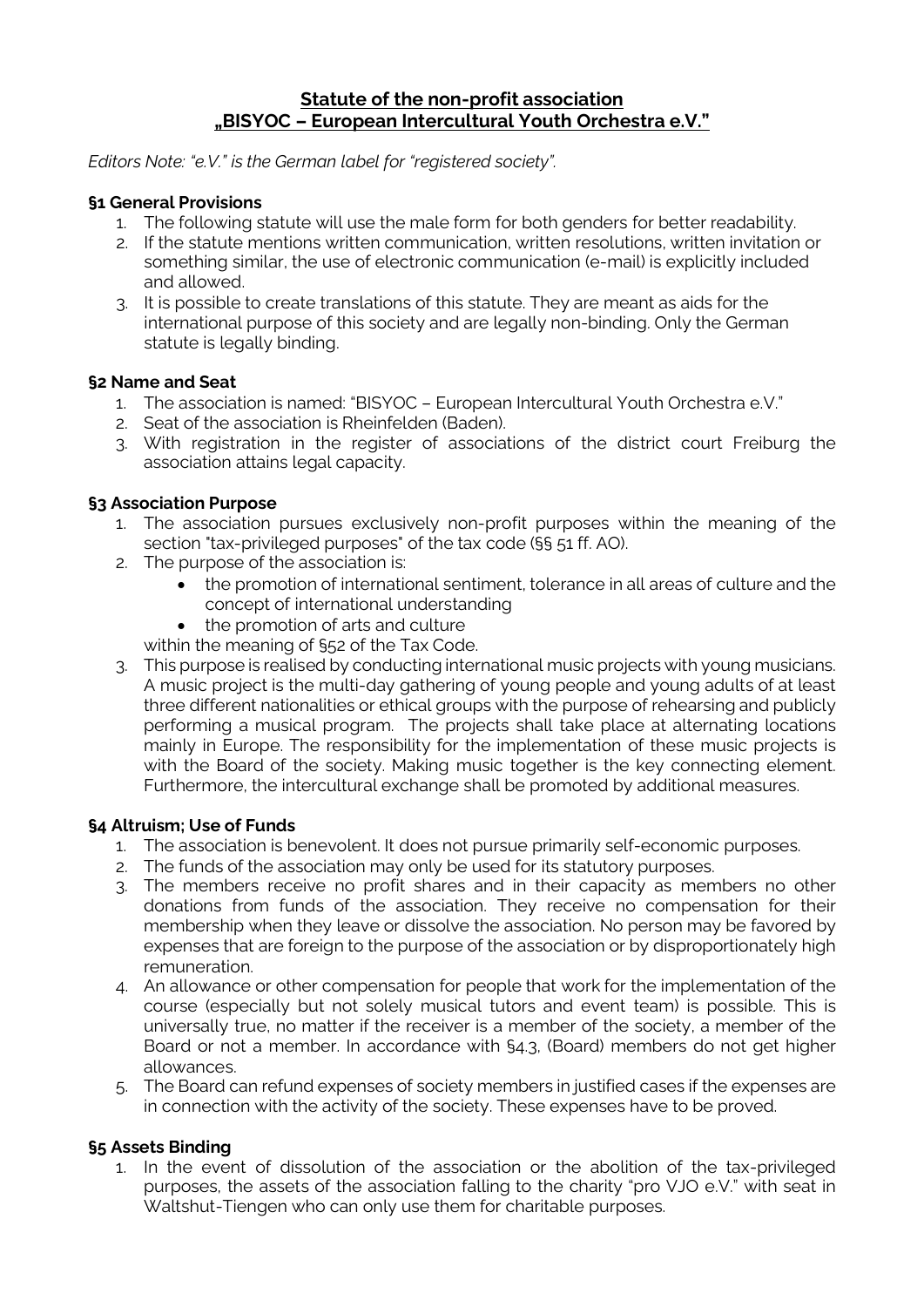# **Statute of the non-profit association „BISYOC – European Intercultural Youth Orchestra e.V."**

*Editors Note: "e.V." is the German label for "registered society".*

### **§1 General Provisions**

1. The following statute will use the male form for both genders for better readability.
2. If the statute mentions written communication, written resolutions, written invitation or something similar, the use of electronic communication (e-mail) is explicitly included and allowed.
3. It is possible to create translations of this statute. They are meant as aids for the international purpose of this society and are legally non-binding. Only the German statute is legally binding.

### **§2 Name and Seat**

1. The association is named: "BISYOC – European Intercultural Youth Orchestra e.V."
2. Seat of the association is Rheinfelden (Baden).
3. With registration in the register of associations of the district court Freiburg the association attains legal capacity.

### **§3 Association Purpose**

1. The association pursues exclusively non-profit purposes within the meaning of the section "tax-privileged purposes" of the tax code (§§ 51 ff. AO).
2. The purpose of the association is:
   - the promotion of international sentiment, tolerance in all areas of culture and the concept of international understanding
   - the promotion of arts and culture

   within the meaning of §52 of the Tax Code.
3. This purpose is realised by conducting international music projects with young musicians. A music project is the multi-day gathering of young people and young adults of at least three different nationalities or ethical groups with the purpose of rehearsing and publicly performing a musical program. The projects shall take place at alternating locations mainly in Europe. The responsibility for the implementation of these music projects is with the Board of the society. Making music together is the key connecting element. Furthermore, the intercultural exchange shall be promoted by additional measures.

### **§4 Altruism; Use of Funds**

1. The association is benevolent. It does not pursue primarily self-economic purposes.
2. The funds of the association may only be used for its statutory purposes.
3. The members receive no profit shares and in their capacity as members no other donations from funds of the association. They receive no compensation for their membership when they leave or dissolve the association. No person may be favored by expenses that are foreign to the purpose of the association or by disproportionately high remuneration.
4. An allowance or other compensation for people that work for the implementation of the course (especially but not solely musical tutors and event team) is possible. This is universally true, no matter if the receiver is a member of the society, a member of the Board or not a member. In accordance with §4.3, (Board) members do not get higher allowances.
5. The Board can refund expenses of society members in justified cases if the expenses are in connection with the activity of the society. These expenses have to be proved.

### **§5 Assets Binding**

1. In the event of dissolution of the association or the abolition of the tax-privileged purposes, the assets of the association falling to the charity "pro VJO e.V." with seat in Waltshut-Tiengen who can only use them for charitable purposes.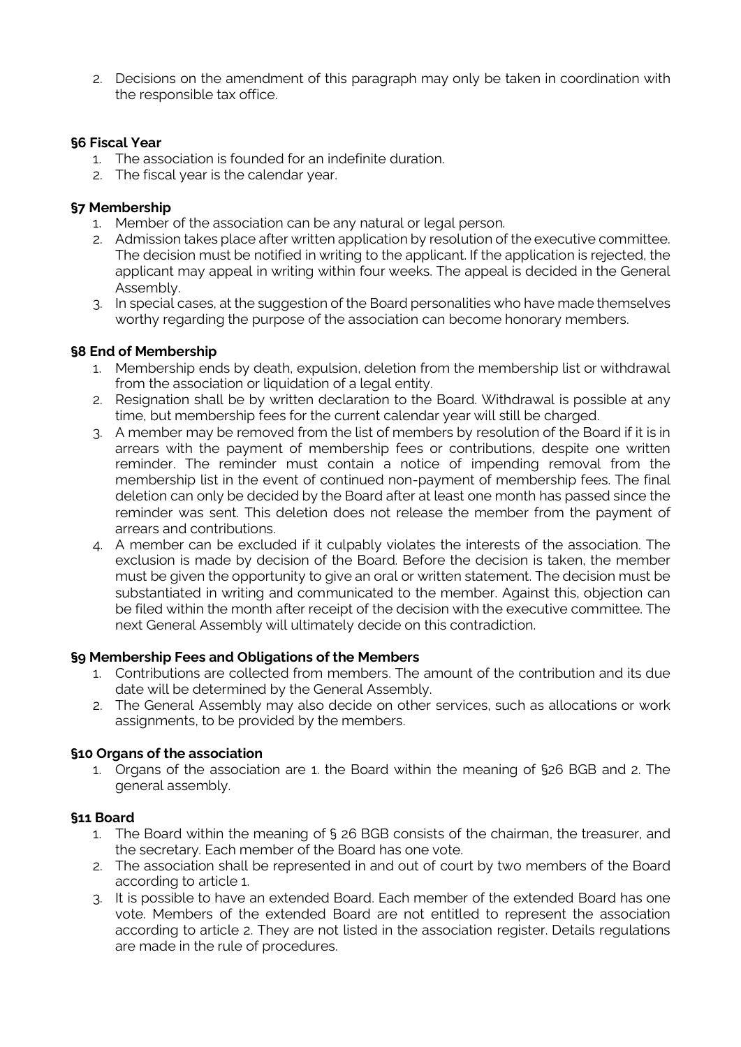2. Decisions on the amendment of this paragraph may only be taken in coordination with the responsible tax office.

**§6 Fiscal Year**

1. The association is founded for an indefinite duration.
2. The fiscal year is the calendar year.

**§7 Membership**

1. Member of the association can be any natural or legal person.
2. Admission takes place after written application by resolution of the executive committee. The decision must be notified in writing to the applicant. If the application is rejected, the applicant may appeal in writing within four weeks. The appeal is decided in the General Assembly.
3. In special cases, at the suggestion of the Board personalities who have made themselves worthy regarding the purpose of the association can become honorary members.

**§8 End of Membership**

1. Membership ends by death, expulsion, deletion from the membership list or withdrawal from the association or liquidation of a legal entity.
2. Resignation shall be by written declaration to the Board. Withdrawal is possible at any time, but membership fees for the current calendar year will still be charged.
3. A member may be removed from the list of members by resolution of the Board if it is in arrears with the payment of membership fees or contributions, despite one written reminder. The reminder must contain a notice of impending removal from the membership list in the event of continued non-payment of membership fees. The final deletion can only be decided by the Board after at least one month has passed since the reminder was sent. This deletion does not release the member from the payment of arrears and contributions.
4. A member can be excluded if it culpably violates the interests of the association. The exclusion is made by decision of the Board. Before the decision is taken, the member must be given the opportunity to give an oral or written statement. The decision must be substantiated in writing and communicated to the member. Against this, objection can be filed within the month after receipt of the decision with the executive committee. The next General Assembly will ultimately decide on this contradiction.

**§9 Membership Fees and Obligations of the Members**

1. Contributions are collected from members. The amount of the contribution and its due date will be determined by the General Assembly.
2. The General Assembly may also decide on other services, such as allocations or work assignments, to be provided by the members.

**§10 Organs of the association**

1. Organs of the association are 1. the Board within the meaning of §26 BGB and 2. The general assembly.

**§11 Board**

1. The Board within the meaning of § 26 BGB consists of the chairman, the treasurer, and the secretary. Each member of the Board has one vote.
2. The association shall be represented in and out of court by two members of the Board according to article 1.
3. It is possible to have an extended Board. Each member of the extended Board has one vote. Members of the extended Board are not entitled to represent the association according to article 2. They are not listed in the association register. Details regulations are made in the rule of procedures.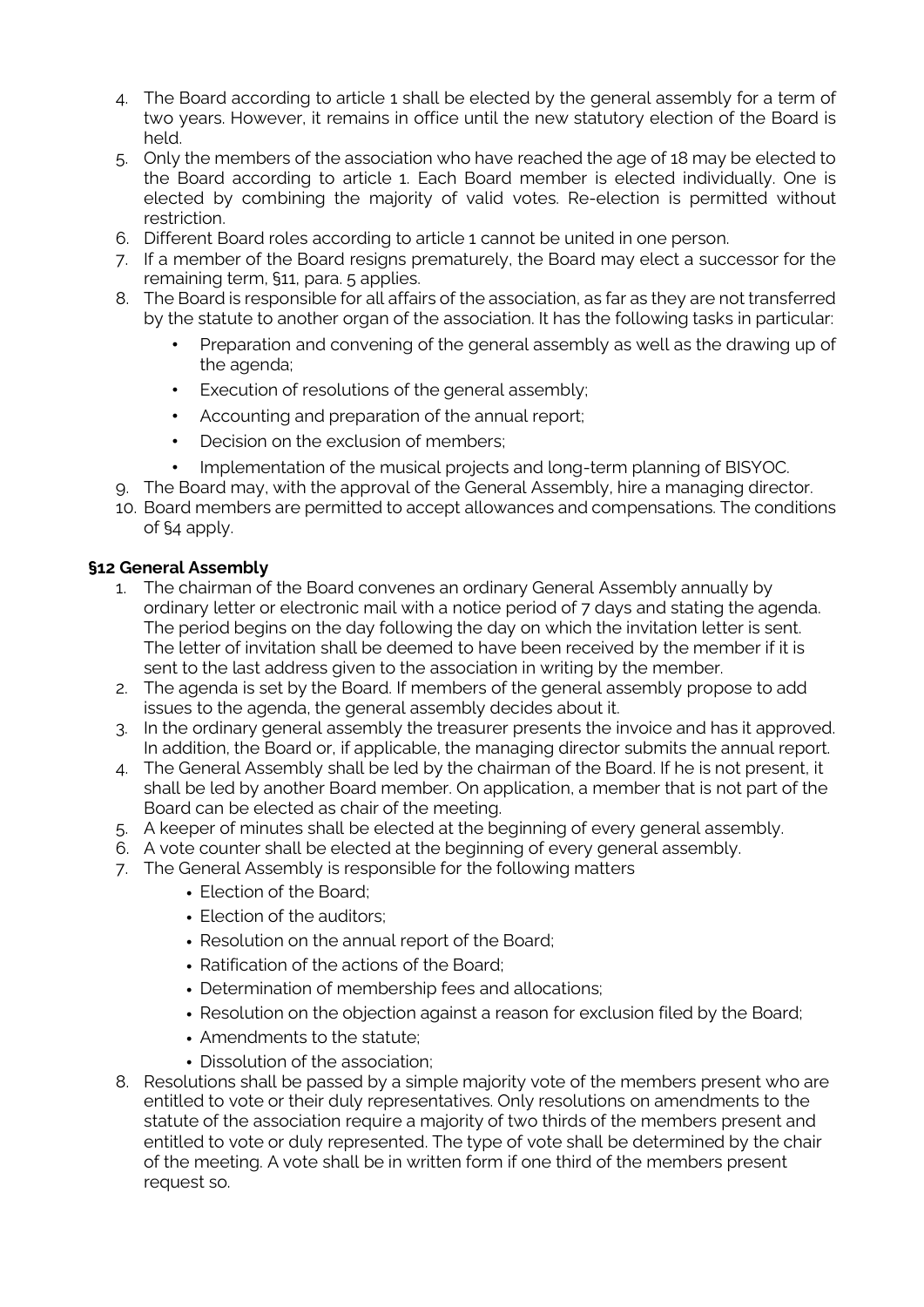4. The Board according to article 1 shall be elected by the general assembly for a term of two years. However, it remains in office until the new statutory election of the Board is held.
5. Only the members of the association who have reached the age of 18 may be elected to the Board according to article 1. Each Board member is elected individually. One is elected by combining the majority of valid votes. Re-election is permitted without restriction.
6. Different Board roles according to article 1 cannot be united in one person.
7. If a member of the Board resigns prematurely, the Board may elect a successor for the remaining term, §11, para. 5 applies.
8. The Board is responsible for all affairs of the association, as far as they are not transferred by the statute to another organ of the association. It has the following tasks in particular:
   - Preparation and convening of the general assembly as well as the drawing up of the agenda;
   - Execution of resolutions of the general assembly;
   - Accounting and preparation of the annual report;
   - Decision on the exclusion of members;
   - Implementation of the musical projects and long-term planning of BISYOC.
9. The Board may, with the approval of the General Assembly, hire a managing director.
10. Board members are permitted to accept allowances and compensations. The conditions of §4 apply.

**§12 General Assembly**

1. The chairman of the Board convenes an ordinary General Assembly annually by ordinary letter or electronic mail with a notice period of 7 days and stating the agenda. The period begins on the day following the day on which the invitation letter is sent. The letter of invitation shall be deemed to have been received by the member if it is sent to the last address given to the association in writing by the member.
2. The agenda is set by the Board. If members of the general assembly propose to add issues to the agenda, the general assembly decides about it.
3. In the ordinary general assembly the treasurer presents the invoice and has it approved. In addition, the Board or, if applicable, the managing director submits the annual report.
4. The General Assembly shall be led by the chairman of the Board. If he is not present, it shall be led by another Board member. On application, a member that is not part of the Board can be elected as chair of the meeting.
5. A keeper of minutes shall be elected at the beginning of every general assembly.
6. A vote counter shall be elected at the beginning of every general assembly.
7. The General Assembly is responsible for the following matters
   - Election of the Board;
   - Election of the auditors;
   - Resolution on the annual report of the Board;
   - Ratification of the actions of the Board;
   - Determination of membership fees and allocations;
   - Resolution on the objection against a reason for exclusion filed by the Board;
   - Amendments to the statute;
   - Dissolution of the association;
8. Resolutions shall be passed by a simple majority vote of the members present who are entitled to vote or their duly representatives. Only resolutions on amendments to the statute of the association require a majority of two thirds of the members present and entitled to vote or duly represented. The type of vote shall be determined by the chair of the meeting. A vote shall be in written form if one third of the members present request so.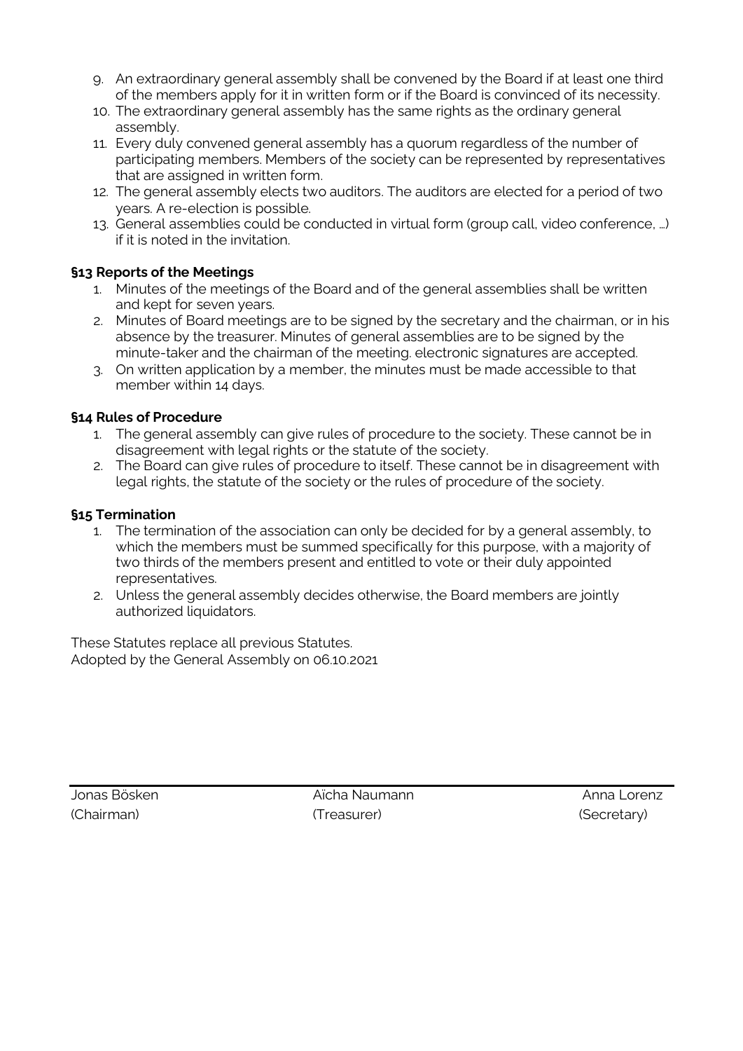9. An extraordinary general assembly shall be convened by the Board if at least one third of the members apply for it in written form or if the Board is convinced of its necessity.
10. The extraordinary general assembly has the same rights as the ordinary general assembly.
11. Every duly convened general assembly has a quorum regardless of the number of participating members. Members of the society can be represented by representatives that are assigned in written form.
12. The general assembly elects two auditors. The auditors are elected for a period of two years. A re-election is possible.
13. General assemblies could be conducted in virtual form (group call, video conference, …) if it is noted in the invitation.

**§13 Reports of the Meetings**

1. Minutes of the meetings of the Board and of the general assemblies shall be written and kept for seven years.
2. Minutes of Board meetings are to be signed by the secretary and the chairman, or in his absence by the treasurer. Minutes of general assemblies are to be signed by the minute-taker and the chairman of the meeting. electronic signatures are accepted.
3. On written application by a member, the minutes must be made accessible to that member within 14 days.

**§14 Rules of Procedure**

1. The general assembly can give rules of procedure to the society. These cannot be in disagreement with legal rights or the statute of the society.
2. The Board can give rules of procedure to itself. These cannot be in disagreement with legal rights, the statute of the society or the rules of procedure of the society.

**§15 Termination**

1. The termination of the association can only be decided for by a general assembly, to which the members must be summed specifically for this purpose, with a majority of two thirds of the members present and entitled to vote or their duly appointed representatives.
2. Unless the general assembly decides otherwise, the Board members are jointly authorized liquidators.

These Statutes replace all previous Statutes.
Adopted by the General Assembly on 06.10.2021

| | | |
|---|---|---|
| Jonas Bösken | Aïcha Naumann | Anna Lorenz |
| (Chairman) | (Treasurer) | (Secretary) |